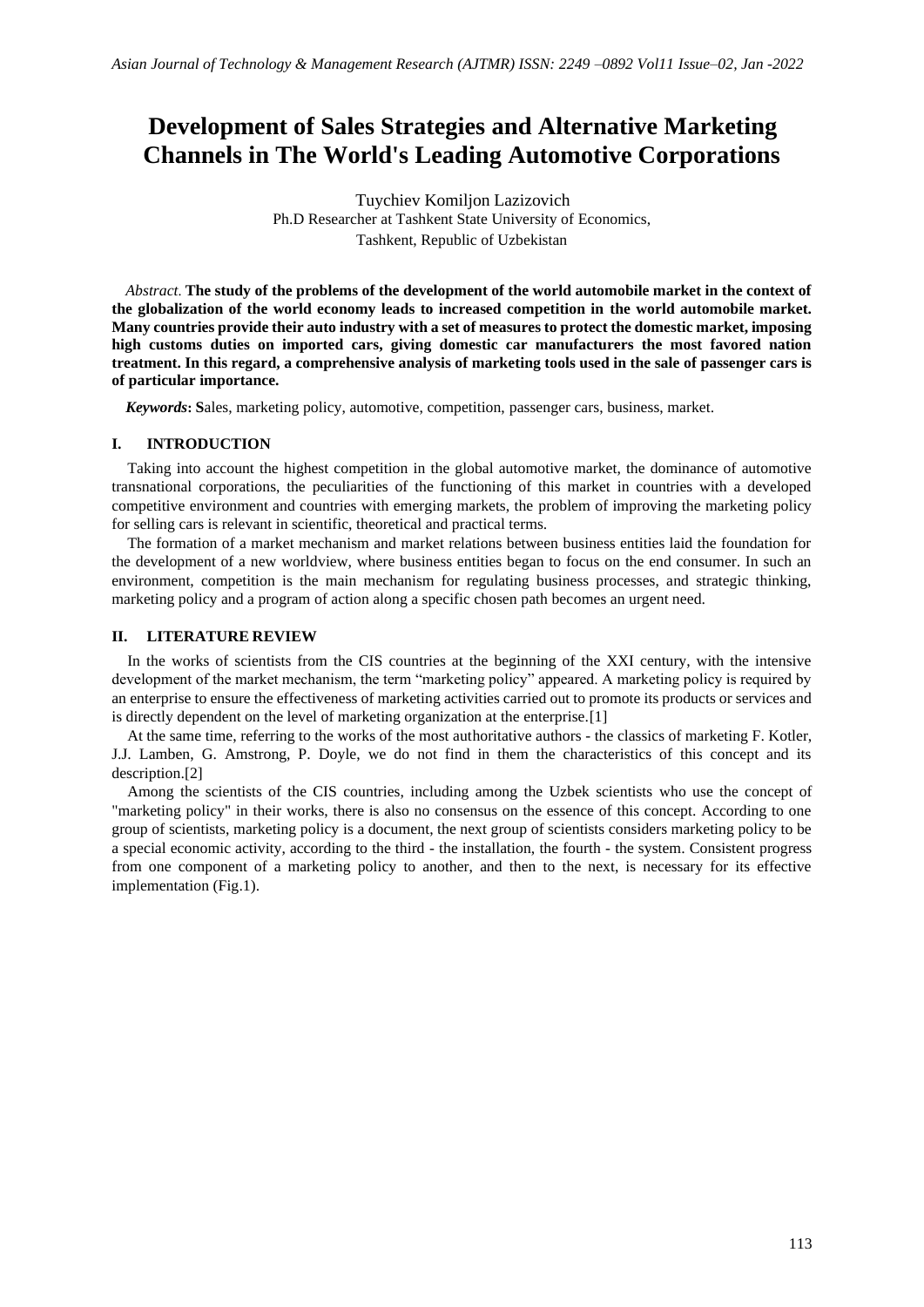# Development of Sales Strategies and Alternative Marketing Channels in The World's Leading Automotive Corporations

Tuychiev Komiljon Lazizovich
Ph.D Researcher at Tashkent State University of Economics,
Tashkent, Republic of Uzbekistan

*Abstract.* **The study of the problems of the development of the world automobile market in the context of the globalization of the world economy leads to increased competition in the world automobile market. Many countries provide their auto industry with a set of measures to protect the domestic market, imposing high customs duties on imported cars, giving domestic car manufacturers the most favored nation treatment. In this regard, a comprehensive analysis of marketing tools used in the sale of passenger cars is of particular importance.**

***Keywords*: S**ales, marketing policy, automotive, competition, passenger cars, business, market.

## I. INTRODUCTION

Taking into account the highest competition in the global automotive market, the dominance of automotive transnational corporations, the peculiarities of the functioning of this market in countries with a developed competitive environment and countries with emerging markets, the problem of improving the marketing policy for selling cars is relevant in scientific, theoretical and practical terms.

The formation of a market mechanism and market relations between business entities laid the foundation for the development of a new worldview, where business entities began to focus on the end consumer. In such an environment, competition is the main mechanism for regulating business processes, and strategic thinking, marketing policy and a program of action along a specific chosen path becomes an urgent need.

## II. LITERATURE REVIEW

In the works of scientists from the CIS countries at the beginning of the XXI century, with the intensive development of the market mechanism, the term "marketing policy" appeared. A marketing policy is required by an enterprise to ensure the effectiveness of marketing activities carried out to promote its products or services and is directly dependent on the level of marketing organization at the enterprise.[1]

At the same time, referring to the works of the most authoritative authors - the classics of marketing F. Kotler, J.J. Lamben, G. Amstrong, P. Doyle, we do not find in them the characteristics of this concept and its description.[2]

Among the scientists of the CIS countries, including among the Uzbek scientists who use the concept of "marketing policy" in their works, there is also no consensus on the essence of this concept. According to one group of scientists, marketing policy is a document, the next group of scientists considers marketing policy to be a special economic activity, according to the third - the installation, the fourth - the system. Consistent progress from one component of a marketing policy to another, and then to the next, is necessary for its effective implementation (Fig.1).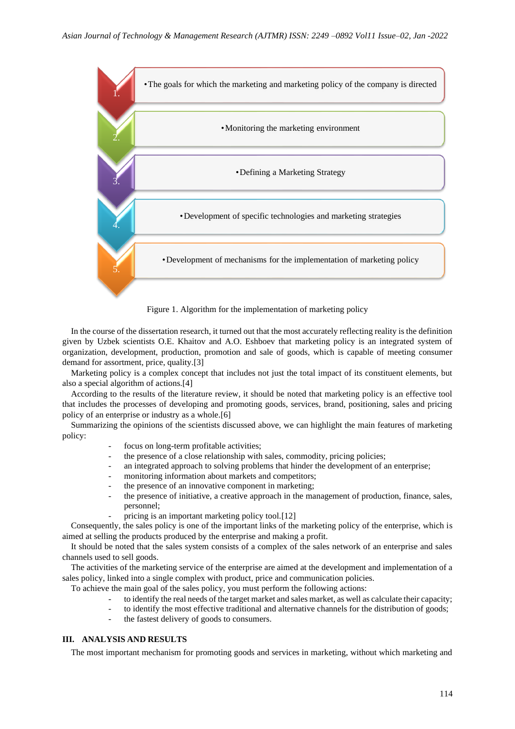1. The goals for which the marketing and marketing policy of the company is directed
2. Monitoring the marketing environment
3. Defining a Marketing Strategy
4. Development of specific technologies and marketing strategies
5. Development of mechanisms for the implementation of marketing policy

Figure 1. Algorithm for the implementation of marketing policy

In the course of the dissertation research, it turned out that the most accurately reflecting reality is the definition given by Uzbek scientists O.E. Khaitov and A.O. Eshboev that marketing policy is an integrated system of organization, development, production, promotion and sale of goods, which is capable of meeting consumer demand for assortment, price, quality.[3]

Marketing policy is a complex concept that includes not just the total impact of its constituent elements, but also a special algorithm of actions.[4]

According to the results of the literature review, it should be noted that marketing policy is an effective tool that includes the processes of developing and promoting goods, services, brand, positioning, sales and pricing policy of an enterprise or industry as a whole.[6]

Summarizing the opinions of the scientists discussed above, we can highlight the main features of marketing policy:

- focus on long-term profitable activities;
- the presence of a close relationship with sales, commodity, pricing policies;
- an integrated approach to solving problems that hinder the development of an enterprise;
- monitoring information about markets and competitors;
- the presence of an innovative component in marketing;
- the presence of initiative, a creative approach in the management of production, finance, sales, personnel;
- pricing is an important marketing policy tool.[12]

Consequently, the sales policy is one of the important links of the marketing policy of the enterprise, which is aimed at selling the products produced by the enterprise and making a profit.

It should be noted that the sales system consists of a complex of the sales network of an enterprise and sales channels used to sell goods.

The activities of the marketing service of the enterprise are aimed at the development and implementation of a sales policy, linked into a single complex with product, price and communication policies.

To achieve the main goal of the sales policy, you must perform the following actions:

- to identify the real needs of the target market and sales market, as well as calculate their capacity;
- to identify the most effective traditional and alternative channels for the distribution of goods;
- the fastest delivery of goods to consumers.

## III. ANALYSIS AND RESULTS

The most important mechanism for promoting goods and services in marketing, without which marketing and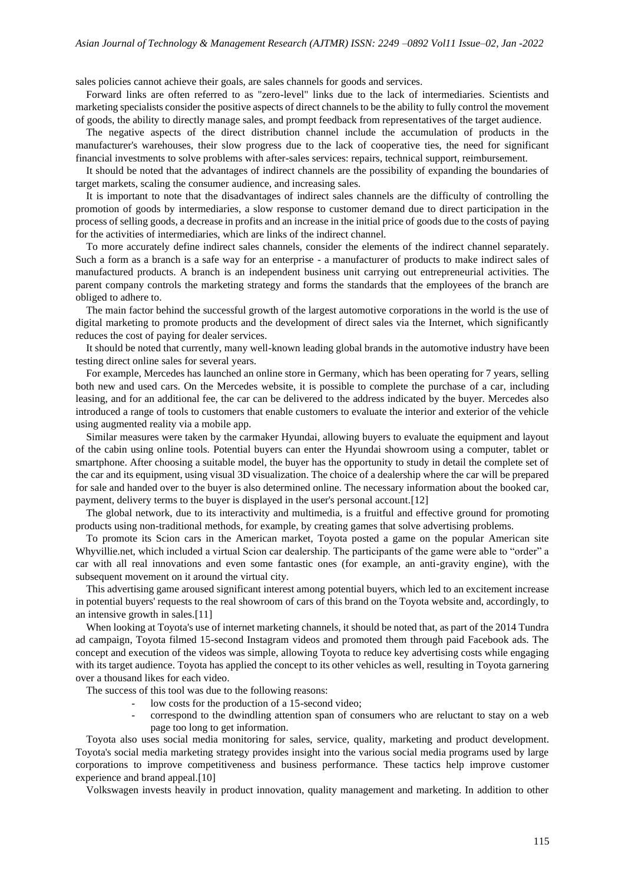sales policies cannot achieve their goals, are sales channels for goods and services.

Forward links are often referred to as "zero-level" links due to the lack of intermediaries. Scientists and marketing specialists consider the positive aspects of direct channels to be the ability to fully control the movement of goods, the ability to directly manage sales, and prompt feedback from representatives of the target audience.

The negative aspects of the direct distribution channel include the accumulation of products in the manufacturer's warehouses, their slow progress due to the lack of cooperative ties, the need for significant financial investments to solve problems with after-sales services: repairs, technical support, reimbursement.

It should be noted that the advantages of indirect channels are the possibility of expanding the boundaries of target markets, scaling the consumer audience, and increasing sales.

It is important to note that the disadvantages of indirect sales channels are the difficulty of controlling the promotion of goods by intermediaries, a slow response to customer demand due to direct participation in the process of selling goods, a decrease in profits and an increase in the initial price of goods due to the costs of paying for the activities of intermediaries, which are links of the indirect channel.

To more accurately define indirect sales channels, consider the elements of the indirect channel separately. Such a form as a branch is a safe way for an enterprise - a manufacturer of products to make indirect sales of manufactured products. A branch is an independent business unit carrying out entrepreneurial activities. The parent company controls the marketing strategy and forms the standards that the employees of the branch are obliged to adhere to.

The main factor behind the successful growth of the largest automotive corporations in the world is the use of digital marketing to promote products and the development of direct sales via the Internet, which significantly reduces the cost of paying for dealer services.

It should be noted that currently, many well-known leading global brands in the automotive industry have been testing direct online sales for several years.

For example, Mercedes has launched an online store in Germany, which has been operating for 7 years, selling both new and used cars. On the Mercedes website, it is possible to complete the purchase of a car, including leasing, and for an additional fee, the car can be delivered to the address indicated by the buyer. Mercedes also introduced a range of tools to customers that enable customers to evaluate the interior and exterior of the vehicle using augmented reality via a mobile app.

Similar measures were taken by the carmaker Hyundai, allowing buyers to evaluate the equipment and layout of the cabin using online tools. Potential buyers can enter the Hyundai showroom using a computer, tablet or smartphone. After choosing a suitable model, the buyer has the opportunity to study in detail the complete set of the car and its equipment, using visual 3D visualization. The choice of a dealership where the car will be prepared for sale and handed over to the buyer is also determined online. The necessary information about the booked car, payment, delivery terms to the buyer is displayed in the user's personal account.[12]

The global network, due to its interactivity and multimedia, is a fruitful and effective ground for promoting products using non-traditional methods, for example, by creating games that solve advertising problems.

To promote its Scion cars in the American market, Toyota posted a game on the popular American site Whyvillie.net, which included a virtual Scion car dealership. The participants of the game were able to "order" a car with all real innovations and even some fantastic ones (for example, an anti-gravity engine), with the subsequent movement on it around the virtual city.

This advertising game aroused significant interest among potential buyers, which led to an excitement increase in potential buyers' requests to the real showroom of cars of this brand on the Toyota website and, accordingly, to an intensive growth in sales.[11]

When looking at Toyota's use of internet marketing channels, it should be noted that, as part of the 2014 Tundra ad campaign, Toyota filmed 15-second Instagram videos and promoted them through paid Facebook ads. The concept and execution of the videos was simple, allowing Toyota to reduce key advertising costs while engaging with its target audience. Toyota has applied the concept to its other vehicles as well, resulting in Toyota garnering over a thousand likes for each video.

The success of this tool was due to the following reasons:

- low costs for the production of a 15-second video;
- correspond to the dwindling attention span of consumers who are reluctant to stay on a web page too long to get information.

Toyota also uses social media monitoring for sales, service, quality, marketing and product development. Toyota's social media marketing strategy provides insight into the various social media programs used by large corporations to improve competitiveness and business performance. These tactics help improve customer experience and brand appeal.[10]

Volkswagen invests heavily in product innovation, quality management and marketing. In addition to other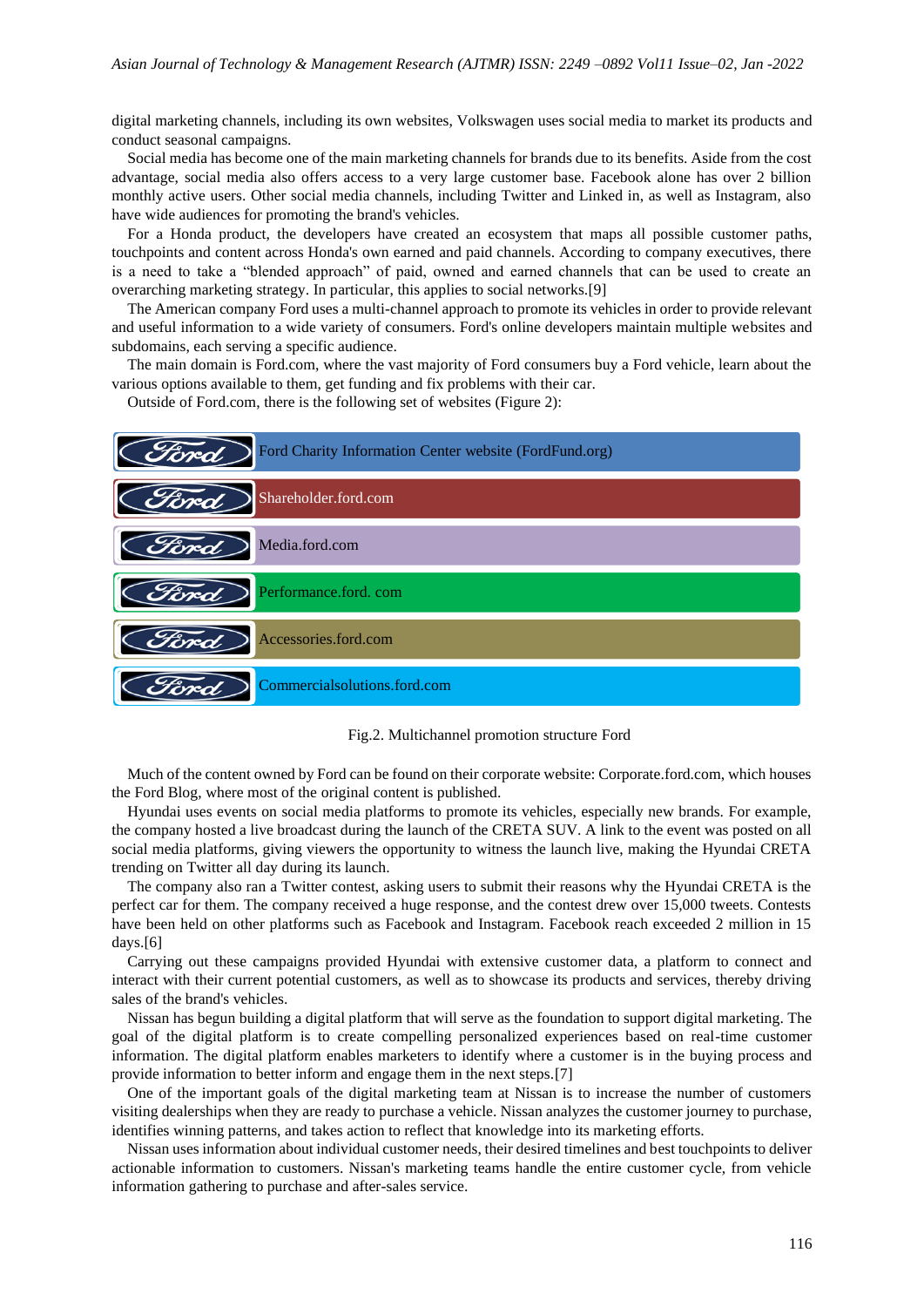digital marketing channels, including its own websites, Volkswagen uses social media to market its products and conduct seasonal campaigns.

Social media has become one of the main marketing channels for brands due to its benefits. Aside from the cost advantage, social media also offers access to a very large customer base. Facebook alone has over 2 billion monthly active users. Other social media channels, including Twitter and Linked in, as well as Instagram, also have wide audiences for promoting the brand's vehicles.

For a Honda product, the developers have created an ecosystem that maps all possible customer paths, touchpoints and content across Honda's own earned and paid channels. According to company executives, there is a need to take a "blended approach" of paid, owned and earned channels that can be used to create an overarching marketing strategy. In particular, this applies to social networks.[9]

The American company Ford uses a multi-channel approach to promote its vehicles in order to provide relevant and useful information to a wide variety of consumers. Ford's online developers maintain multiple websites and subdomains, each serving a specific audience.

The main domain is Ford.com, where the vast majority of Ford consumers buy a Ford vehicle, learn about the various options available to them, get funding and fix problems with their car.

Outside of Ford.com, there is the following set of websites (Figure 2):

- Ford Charity Information Center website (FordFund.org)
- Shareholder.ford.com
- Media.ford.com
- Performance.ford. com
- Accessories.ford.com
- Commercialsolutions.ford.com

Fig.2. Multichannel promotion structure Ford

Much of the content owned by Ford can be found on their corporate website: Corporate.ford.com, which houses the Ford Blog, where most of the original content is published.

Hyundai uses events on social media platforms to promote its vehicles, especially new brands. For example, the company hosted a live broadcast during the launch of the CRETA SUV. A link to the event was posted on all social media platforms, giving viewers the opportunity to witness the launch live, making the Hyundai CRETA trending on Twitter all day during its launch.

The company also ran a Twitter contest, asking users to submit their reasons why the Hyundai CRETA is the perfect car for them. The company received a huge response, and the contest drew over 15,000 tweets. Contests have been held on other platforms such as Facebook and Instagram. Facebook reach exceeded 2 million in 15 days.[6]

Carrying out these campaigns provided Hyundai with extensive customer data, a platform to connect and interact with their current potential customers, as well as to showcase its products and services, thereby driving sales of the brand's vehicles.

Nissan has begun building a digital platform that will serve as the foundation to support digital marketing. The goal of the digital platform is to create compelling personalized experiences based on real-time customer information. The digital platform enables marketers to identify where a customer is in the buying process and provide information to better inform and engage them in the next steps.[7]

One of the important goals of the digital marketing team at Nissan is to increase the number of customers visiting dealerships when they are ready to purchase a vehicle. Nissan analyzes the customer journey to purchase, identifies winning patterns, and takes action to reflect that knowledge into its marketing efforts.

Nissan uses information about individual customer needs, their desired timelines and best touchpoints to deliver actionable information to customers. Nissan's marketing teams handle the entire customer cycle, from vehicle information gathering to purchase and after-sales service.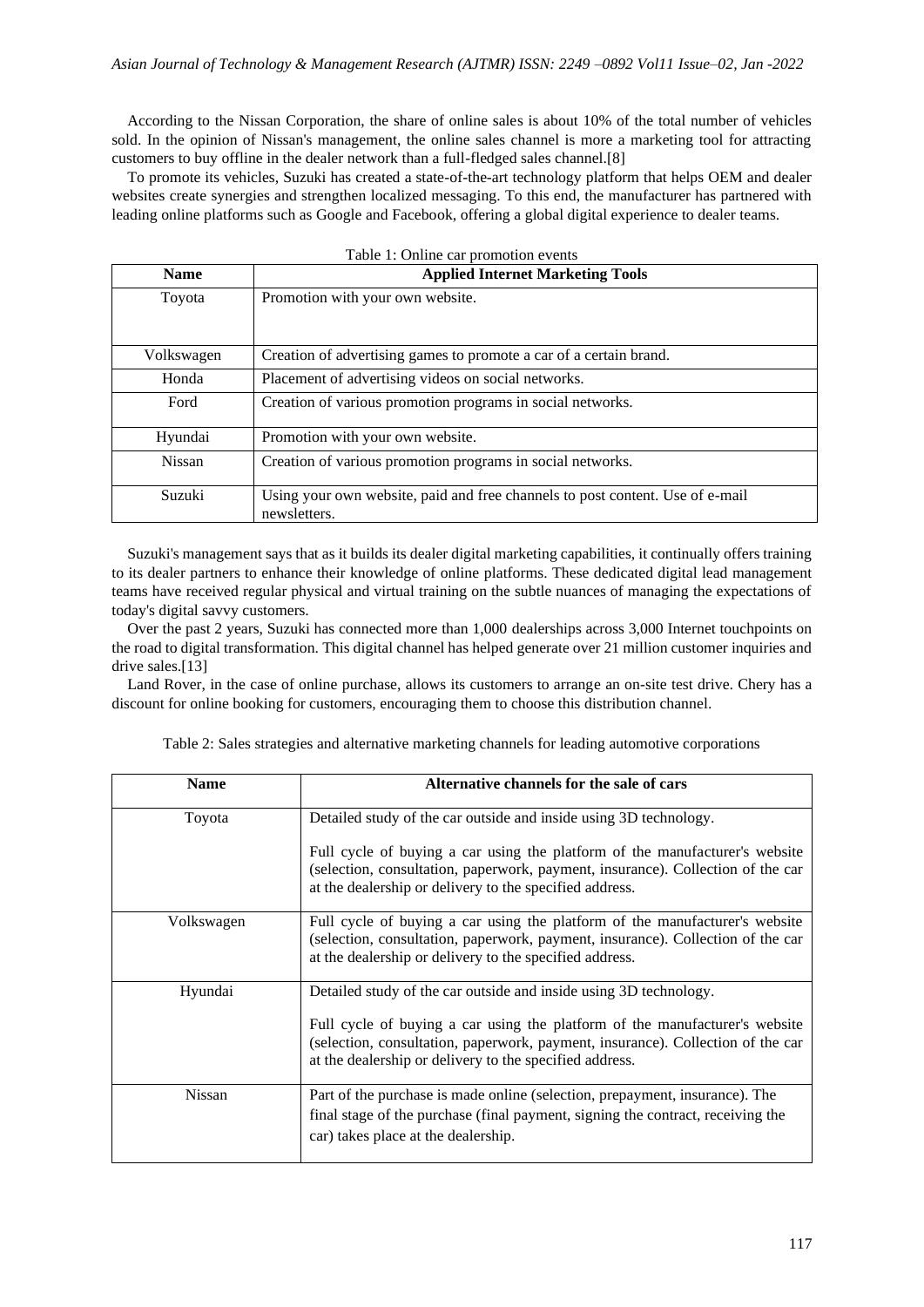According to the Nissan Corporation, the share of online sales is about 10% of the total number of vehicles sold. In the opinion of Nissan's management, the online sales channel is more a marketing tool for attracting customers to buy offline in the dealer network than a full-fledged sales channel.[8]

To promote its vehicles, Suzuki has created a state-of-the-art technology platform that helps OEM and dealer websites create synergies and strengthen localized messaging. To this end, the manufacturer has partnered with leading online platforms such as Google and Facebook, offering a global digital experience to dealer teams.

Table 1: Online car promotion events

| Name | Applied Internet Marketing Tools |
|---|---|
| Toyota | Promotion with your own website. |
| Volkswagen | Creation of advertising games to promote a car of a certain brand. |
| Honda | Placement of advertising videos on social networks. |
| Ford | Creation of various promotion programs in social networks. |
| Hyundai | Promotion with your own website. |
| Nissan | Creation of various promotion programs in social networks. |
| Suzuki | Using your own website, paid and free channels to post content. Use of e-mail newsletters. |

Suzuki's management says that as it builds its dealer digital marketing capabilities, it continually offers training to its dealer partners to enhance their knowledge of online platforms. These dedicated digital lead management teams have received regular physical and virtual training on the subtle nuances of managing the expectations of today's digital savvy customers.

Over the past 2 years, Suzuki has connected more than 1,000 dealerships across 3,000 Internet touchpoints on the road to digital transformation. This digital channel has helped generate over 21 million customer inquiries and drive sales.[13]

Land Rover, in the case of online purchase, allows its customers to arrange an on-site test drive. Chery has a discount for online booking for customers, encouraging them to choose this distribution channel.

Table 2: Sales strategies and alternative marketing channels for leading automotive corporations

| Name | Alternative channels for the sale of cars |
|---|---|
| Toyota | Detailed study of the car outside and inside using 3D technology.<br><br>Full cycle of buying a car using the platform of the manufacturer's website (selection, consultation, paperwork, payment, insurance). Collection of the car at the dealership or delivery to the specified address. |
| Volkswagen | Full cycle of buying a car using the platform of the manufacturer's website (selection, consultation, paperwork, payment, insurance). Collection of the car at the dealership or delivery to the specified address. |
| Hyundai | Detailed study of the car outside and inside using 3D technology.<br><br>Full cycle of buying a car using the platform of the manufacturer's website (selection, consultation, paperwork, payment, insurance). Collection of the car at the dealership or delivery to the specified address. |
| Nissan | Part of the purchase is made online (selection, prepayment, insurance). The final stage of the purchase (final payment, signing the contract, receiving the car) takes place at the dealership. |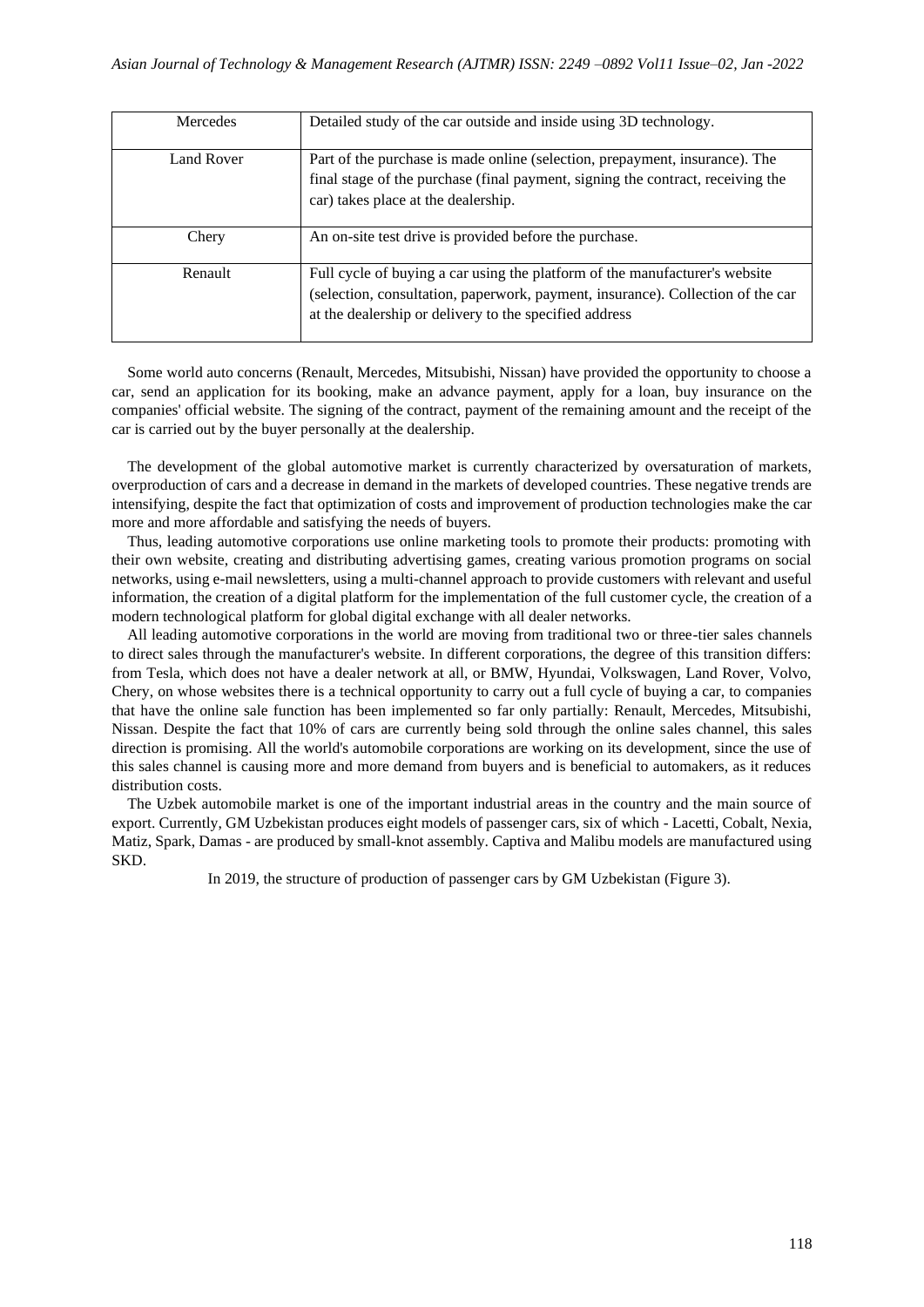| Mercedes | Detailed study of the car outside and inside using 3D technology. |
|---|---|
| Land Rover | Part of the purchase is made online (selection, prepayment, insurance). The final stage of the purchase (final payment, signing the contract, receiving the car) takes place at the dealership. |
| Chery | An on-site test drive is provided before the purchase. |
| Renault | Full cycle of buying a car using the platform of the manufacturer's website (selection, consultation, paperwork, payment, insurance). Collection of the car at the dealership or delivery to the specified address |

Some world auto concerns (Renault, Mercedes, Mitsubishi, Nissan) have provided the opportunity to choose a car, send an application for its booking, make an advance payment, apply for a loan, buy insurance on the companies' official website. The signing of the contract, payment of the remaining amount and the receipt of the car is carried out by the buyer personally at the dealership.

The development of the global automotive market is currently characterized by oversaturation of markets, overproduction of cars and a decrease in demand in the markets of developed countries. These negative trends are intensifying, despite the fact that optimization of costs and improvement of production technologies make the car more and more affordable and satisfying the needs of buyers.

Thus, leading automotive corporations use online marketing tools to promote their products: promoting with their own website, creating and distributing advertising games, creating various promotion programs on social networks, using e-mail newsletters, using a multi-channel approach to provide customers with relevant and useful information, the creation of a digital platform for the implementation of the full customer cycle, the creation of a modern technological platform for global digital exchange with all dealer networks.

All leading automotive corporations in the world are moving from traditional two or three-tier sales channels to direct sales through the manufacturer's website. In different corporations, the degree of this transition differs: from Tesla, which does not have a dealer network at all, or BMW, Hyundai, Volkswagen, Land Rover, Volvo, Chery, on whose websites there is a technical opportunity to carry out a full cycle of buying a car, to companies that have the online sale function has been implemented so far only partially: Renault, Mercedes, Mitsubishi, Nissan. Despite the fact that 10% of cars are currently being sold through the online sales channel, this sales direction is promising. All the world's automobile corporations are working on its development, since the use of this sales channel is causing more and more demand from buyers and is beneficial to automakers, as it reduces distribution costs.

The Uzbek automobile market is one of the important industrial areas in the country and the main source of export. Currently, GM Uzbekistan produces eight models of passenger cars, six of which - Lacetti, Cobalt, Nexia, Matiz, Spark, Damas - are produced by small-knot assembly. Captiva and Malibu models are manufactured using SKD.

In 2019, the structure of production of passenger cars by GM Uzbekistan (Figure 3).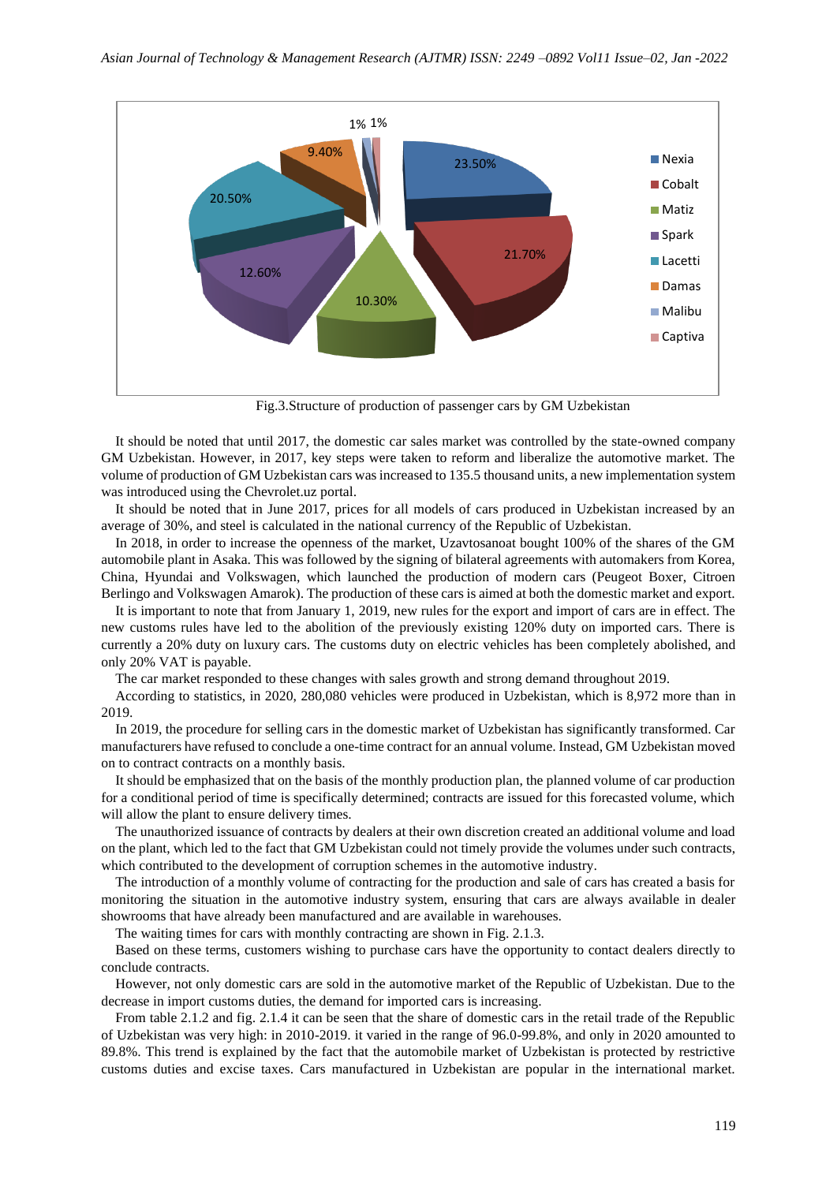Fig.3.Structure of production of passenger cars by GM Uzbekistan

It should be noted that until 2017, the domestic car sales market was controlled by the state-owned company GM Uzbekistan. However, in 2017, key steps were taken to reform and liberalize the automotive market. The volume of production of GM Uzbekistan cars was increased to 135.5 thousand units, a new implementation system was introduced using the Chevrolet.uz portal.

It should be noted that in June 2017, prices for all models of cars produced in Uzbekistan increased by an average of 30%, and steel is calculated in the national currency of the Republic of Uzbekistan.

In 2018, in order to increase the openness of the market, Uzavtosanoat bought 100% of the shares of the GM automobile plant in Asaka. This was followed by the signing of bilateral agreements with automakers from Korea, China, Hyundai and Volkswagen, which launched the production of modern cars (Peugeot Boxer, Citroen Berlingo and Volkswagen Amarok). The production of these cars is aimed at both the domestic market and export.

It is important to note that from January 1, 2019, new rules for the export and import of cars are in effect. The new customs rules have led to the abolition of the previously existing 120% duty on imported cars. There is currently a 20% duty on luxury cars. The customs duty on electric vehicles has been completely abolished, and only 20% VAT is payable.

The car market responded to these changes with sales growth and strong demand throughout 2019.

According to statistics, in 2020, 280,080 vehicles were produced in Uzbekistan, which is 8,972 more than in 2019.

In 2019, the procedure for selling cars in the domestic market of Uzbekistan has significantly transformed. Car manufacturers have refused to conclude a one-time contract for an annual volume. Instead, GM Uzbekistan moved on to contract contracts on a monthly basis.

It should be emphasized that on the basis of the monthly production plan, the planned volume of car production for a conditional period of time is specifically determined; contracts are issued for this forecasted volume, which will allow the plant to ensure delivery times.

The unauthorized issuance of contracts by dealers at their own discretion created an additional volume and load on the plant, which led to the fact that GM Uzbekistan could not timely provide the volumes under such contracts, which contributed to the development of corruption schemes in the automotive industry.

The introduction of a monthly volume of contracting for the production and sale of cars has created a basis for monitoring the situation in the automotive industry system, ensuring that cars are always available in dealer showrooms that have already been manufactured and are available in warehouses.

The waiting times for cars with monthly contracting are shown in Fig. 2.1.3.

Based on these terms, customers wishing to purchase cars have the opportunity to contact dealers directly to conclude contracts.

However, not only domestic cars are sold in the automotive market of the Republic of Uzbekistan. Due to the decrease in import customs duties, the demand for imported cars is increasing.

From table 2.1.2 and fig. 2.1.4 it can be seen that the share of domestic cars in the retail trade of the Republic of Uzbekistan was very high: in 2010-2019. it varied in the range of 96.0-99.8%, and only in 2020 amounted to 89.8%. This trend is explained by the fact that the automobile market of Uzbekistan is protected by restrictive customs duties and excise taxes. Cars manufactured in Uzbekistan are popular in the international market.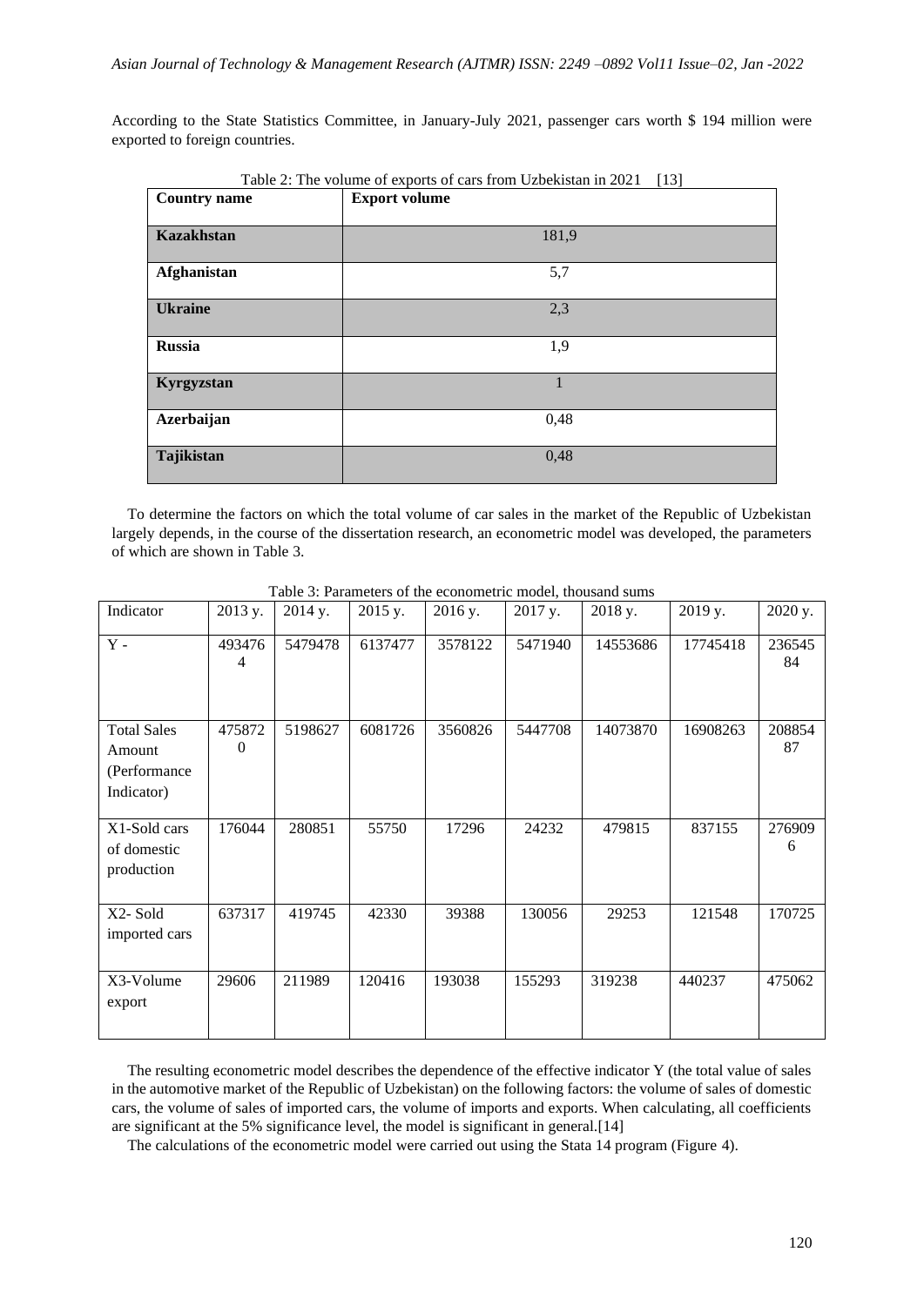According to the State Statistics Committee, in January-July 2021, passenger cars worth $ 194 million were exported to foreign countries.

Table 2: The volume of exports of cars from Uzbekistan in 2021 [13]

| Country name | Export volume |
| --- | --- |
| Kazakhstan | 181,9 |
| Afghanistan | 5,7 |
| Ukraine | 2,3 |
| Russia | 1,9 |
| Kyrgyzstan | 1 |
| Azerbaijan | 0,48 |
| Tajikistan | 0,48 |

To determine the factors on which the total volume of car sales in the market of the Republic of Uzbekistan largely depends, in the course of the dissertation research, an econometric model was developed, the parameters of which are shown in Table 3.

Table 3: Parameters of the econometric model, thousand sums

| Indicator | 2013 y. | 2014 y. | 2015 y. | 2016 y. | 2017 y. | 2018 y. | 2019 y. | 2020 y. |
| --- | --- | --- | --- | --- | --- | --- | --- | --- |
| Y - | 4934764 | 5479478 | 6137477 | 3578122 | 5471940 | 14553686 | 17745418 | 23654584 |
| Total Sales Amount (Performance Indicator) | 4758720 | 5198627 | 6081726 | 3560826 | 5447708 | 14073870 | 16908263 | 20885487 |
| X1-Sold cars of domestic production | 176044 | 280851 | 55750 | 17296 | 24232 | 479815 | 837155 | 2769096 |
| X2- Sold imported cars | 637317 | 419745 | 42330 | 39388 | 130056 | 29253 | 121548 | 170725 |
| X3-Volume export | 29606 | 211989 | 120416 | 193038 | 155293 | 319238 | 440237 | 475062 |

The resulting econometric model describes the dependence of the effective indicator Y (the total value of sales in the automotive market of the Republic of Uzbekistan) on the following factors: the volume of sales of domestic cars, the volume of sales of imported cars, the volume of imports and exports. When calculating, all coefficients are significant at the 5% significance level, the model is significant in general.[14]

The calculations of the econometric model were carried out using the Stata 14 program (Figure 4).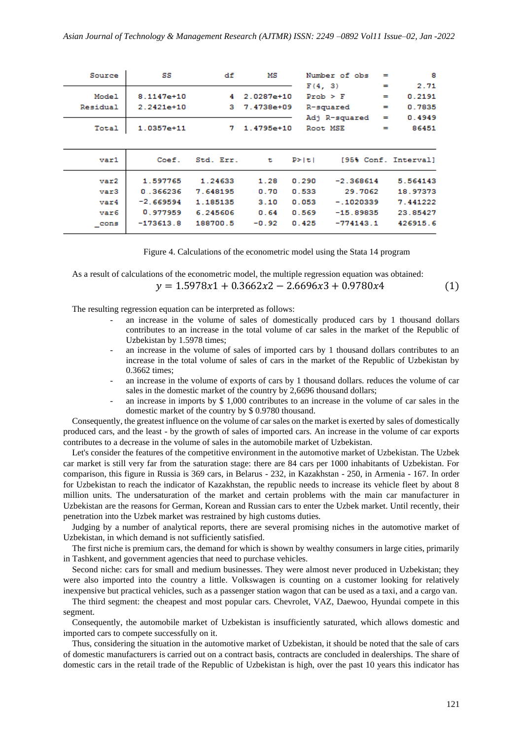| Source | SS | df | MS | | | |
|---|---|---|---|---|---|---|
| | | | | Number of obs | = | 8 |
| | | | | F(4, 3) | = | 2.71 |
| Model | 8.1147e+10 | 4 | 2.0287e+10 | Prob > F | = | 0.2191 |
| Residual | 2.2421e+10 | 3 | 7.4738e+09 | R-squared | = | 0.7835 |
| | | | | Adj R-squared | = | 0.4949 |
| Total | 1.0357e+11 | 7 | 1.4795e+10 | Root MSE | = | 86451 |

| var1 | Coef. | Std. Err. | t | P>\|t\| | [95% Conf. | Interval] |
|---|---|---|---|---|---|---|
| var2 | 1.597765 | 1.24633 | 1.28 | 0.290 | -2.368614 | 5.564143 |
| var3 | 0.366236 | 7.648195 | 0.70 | 0.533 | 29.7062 | 18.97373 |
| var4 | -2.669594 | 1.185135 | 3.10 | 0.053 | -.1020339 | 7.441222 |
| var6 | 0.977959 | 6.245606 | 0.64 | 0.569 | -15.89835 | 23.85427 |
| _cons | -173613.8 | 188700.5 | -0.92 | 0.425 | -774143.1 | 426915.6 |

Figure 4. Calculations of the econometric model using the Stata 14 program

As a result of calculations of the econometric model, the multiple regression equation was obtained:

$$y = 1.5978x1 + 0.3662x2 - 2.6696x3 + 0.9780x4 \quad (1)$$

The resulting regression equation can be interpreted as follows:

- an increase in the volume of domestically produced cars by 1 thousand dollars contributes to an increase in the total volume of car sales in the market of the Republic of Uzbekistan by 1.5978 times;
- an increase in the volume of sales of imported cars by 1 thousand dollars contributes to an increase in the total volume of sales of cars in the market of the Republic of Uzbekistan by 0.3662 times;
- an increase in the volume of exports of cars by 1 thousand dollars. reduces the volume of car sales in the domestic market of the country by 2,6696 thousand dollars;
- an increase in imports by $ 1,000 contributes to an increase in the volume of car sales in the domestic market of the country by $ 0.9780 thousand.

Consequently, the greatest influence on the volume of car sales on the market is exerted by sales of domestically produced cars, and the least - by the growth of sales of imported cars. An increase in the volume of car exports contributes to a decrease in the volume of sales in the automobile market of Uzbekistan.

Let's consider the features of the competitive environment in the automotive market of Uzbekistan. The Uzbek car market is still very far from the saturation stage: there are 84 cars per 1000 inhabitants of Uzbekistan. For comparison, this figure in Russia is 369 cars, in Belarus - 232, in Kazakhstan - 250, in Armenia - 167. In order for Uzbekistan to reach the indicator of Kazakhstan, the republic needs to increase its vehicle fleet by about 8 million units. The undersaturation of the market and certain problems with the main car manufacturer in Uzbekistan are the reasons for German, Korean and Russian cars to enter the Uzbek market. Until recently, their penetration into the Uzbek market was restrained by high customs duties.

Judging by a number of analytical reports, there are several promising niches in the automotive market of Uzbekistan, in which demand is not sufficiently satisfied.

The first niche is premium cars, the demand for which is shown by wealthy consumers in large cities, primarily in Tashkent, and government agencies that need to purchase vehicles.

Second niche: cars for small and medium businesses. They were almost never produced in Uzbekistan; they were also imported into the country a little. Volkswagen is counting on a customer looking for relatively inexpensive but practical vehicles, such as a passenger station wagon that can be used as a taxi, and a cargo van.

The third segment: the cheapest and most popular cars. Chevrolet, VAZ, Daewoo, Hyundai compete in this segment.

Consequently, the automobile market of Uzbekistan is insufficiently saturated, which allows domestic and imported cars to compete successfully on it.

Thus, considering the situation in the automotive market of Uzbekistan, it should be noted that the sale of cars of domestic manufacturers is carried out on a contract basis, contracts are concluded in dealerships. The share of domestic cars in the retail trade of the Republic of Uzbekistan is high, over the past 10 years this indicator has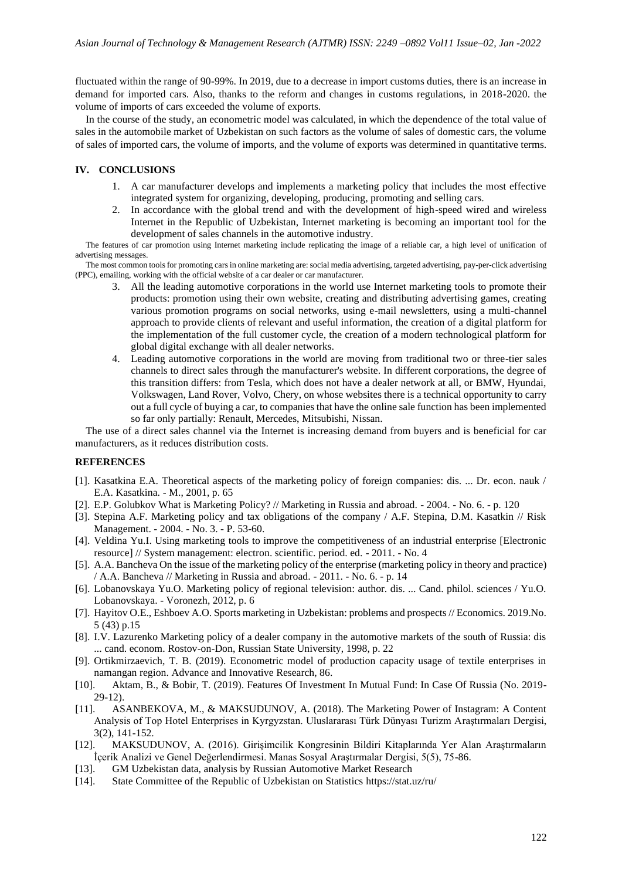fluctuated within the range of 90-99%. In 2019, due to a decrease in import customs duties, there is an increase in demand for imported cars. Also, thanks to the reform and changes in customs regulations, in 2018-2020. the volume of imports of cars exceeded the volume of exports.

In the course of the study, an econometric model was calculated, in which the dependence of the total value of sales in the automobile market of Uzbekistan on such factors as the volume of sales of domestic cars, the volume of sales of imported cars, the volume of imports, and the volume of exports was determined in quantitative terms.

## IV. CONCLUSIONS

1. A car manufacturer develops and implements a marketing policy that includes the most effective integrated system for organizing, developing, producing, promoting and selling cars.
2. In accordance with the global trend and with the development of high-speed wired and wireless Internet in the Republic of Uzbekistan, Internet marketing is becoming an important tool for the development of sales channels in the automotive industry.

The features of car promotion using Internet marketing include replicating the image of a reliable car, a high level of unification of advertising messages.

The most common tools for promoting cars in online marketing are: social media advertising, targeted advertising, pay-per-click advertising (PPC), emailing, working with the official website of a car dealer or car manufacturer.

3. All the leading automotive corporations in the world use Internet marketing tools to promote their products: promotion using their own website, creating and distributing advertising games, creating various promotion programs on social networks, using e-mail newsletters, using a multi-channel approach to provide clients of relevant and useful information, the creation of a digital platform for the implementation of the full customer cycle, the creation of a modern technological platform for global digital exchange with all dealer networks.
4. Leading automotive corporations in the world are moving from traditional two or three-tier sales channels to direct sales through the manufacturer's website. In different corporations, the degree of this transition differs: from Tesla, which does not have a dealer network at all, or BMW, Hyundai, Volkswagen, Land Rover, Volvo, Chery, on whose websites there is a technical opportunity to carry out a full cycle of buying a car, to companies that have the online sale function has been implemented so far only partially: Renault, Mercedes, Mitsubishi, Nissan.

The use of a direct sales channel via the Internet is increasing demand from buyers and is beneficial for car manufacturers, as it reduces distribution costs.

## REFERENCES

[1]. Kasatkina E.A. Theoretical aspects of the marketing policy of foreign companies: dis. ... Dr. econ. nauk / E.A. Kasatkina. - M., 2001, p. 65

[2]. E.P. Golubkov What is Marketing Policy? // Marketing in Russia and abroad. - 2004. - No. 6. - p. 120

[3]. Stepina A.F. Marketing policy and tax obligations of the company / A.F. Stepina, D.M. Kasatkin // Risk Management. - 2004. - No. 3. - P. 53-60.

[4]. Veldina Yu.I. Using marketing tools to improve the competitiveness of an industrial enterprise [Electronic resource] // System management: electron. scientific. period. ed. - 2011. - No. 4

[5]. A.A. Bancheva On the issue of the marketing policy of the enterprise (marketing policy in theory and practice) / A.A. Bancheva // Marketing in Russia and abroad. - 2011. - No. 6. - p. 14

[6]. Lobanovskaya Yu.O. Marketing policy of regional television: author. dis. ... Cand. philol. sciences / Yu.O. Lobanovskaya. - Voronezh, 2012, p. 6

[7]. Hayitov O.E., Eshboev A.O. Sports marketing in Uzbekistan: problems and prospects // Economics. 2019.No. 5 (43) p.15

[8]. I.V. Lazurenko Marketing policy of a dealer company in the automotive markets of the south of Russia: dis ... cand. econom. Rostov-on-Don, Russian State University, 1998, p. 22

[9]. Ortikmirzaevich, T. B. (2019). Econometric model of production capacity usage of textile enterprises in namangan region. Advance and Innovative Research, 86.

[10]. Aktam, B., & Bobir, T. (2019). Features Of Investment In Mutual Fund: In Case Of Russia (No. 2019-29-12).

[11]. ASANBEKOVA, M., & MAKSUDUNOV, A. (2018). The Marketing Power of Instagram: A Content Analysis of Top Hotel Enterprises in Kyrgyzstan. Uluslararası Türk Dünyası Turizm Araştırmaları Dergisi, 3(2), 141-152.

[12]. MAKSUDUNOV, A. (2016). Girişimcilik Kongresinin Bildiri Kitaplarında Yer Alan Araştırmaların İçerik Analizi ve Genel Değerlendirmesi. Manas Sosyal Araştırmalar Dergisi, 5(5), 75-86.

[13]. GM Uzbekistan data, analysis by Russian Automotive Market Research

[14]. State Committee of the Republic of Uzbekistan on Statistics https://stat.uz/ru/